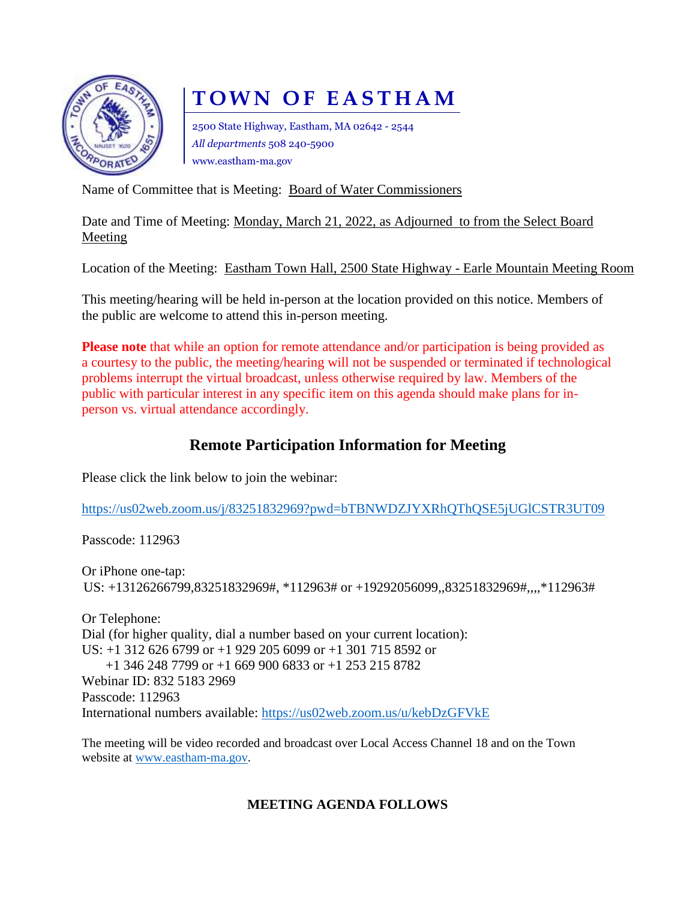# TOWN OF EASTHAM

2500 State Highway, Eastham, MA 02642 - 2544
*All departments* 508 240-5900
www.eastham-ma.gov

Name of Committee that is Meeting: Board of Water Commissioners

Date and Time of Meeting: Monday, March 21, 2022, as Adjourned to from the Select Board Meeting

Location of the Meeting: Eastham Town Hall, 2500 State Highway - Earle Mountain Meeting Room

This meeting/hearing will be held in-person at the location provided on this notice. Members of the public are welcome to attend this in-person meeting.

**Please note** that while an option for remote attendance and/or participation is being provided as a courtesy to the public, the meeting/hearing will not be suspended or terminated if technological problems interrupt the virtual broadcast, unless otherwise required by law. Members of the public with particular interest in any specific item on this agenda should make plans for in-person vs. virtual attendance accordingly.

## Remote Participation Information for Meeting

Please click the link below to join the webinar:

https://us02web.zoom.us/j/83251832969?pwd=bTBNWDZJYXRhQThQSE5jUGlCSTR3UT09

Passcode: 112963

Or iPhone one-tap:
US: +13126266799,83251832969#, *112963# or +19292056099,,83251832969#,,,,*112963#

Or Telephone:
Dial (for higher quality, dial a number based on your current location):
US: +1 312 626 6799 or +1 929 205 6099 or +1 301 715 8592 or
+1 346 248 7799 or +1 669 900 6833 or +1 253 215 8782
Webinar ID: 832 5183 2969
Passcode: 112963
International numbers available: https://us02web.zoom.us/u/kebDzGFVkE

The meeting will be video recorded and broadcast over Local Access Channel 18 and on the Town website at www.eastham-ma.gov.

**MEETING AGENDA FOLLOWS**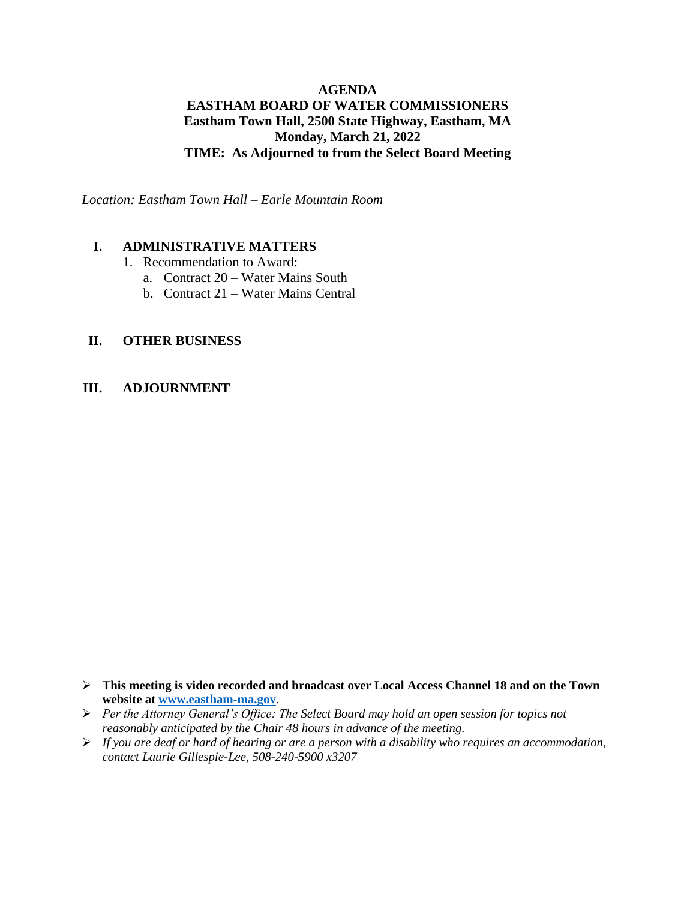# AGENDA
## EASTHAM BOARD OF WATER COMMISSIONERS
### Eastham Town Hall, 2500 State Highway, Eastham, MA
### Monday, March 21, 2022
### TIME: As Adjourned to from the Select Board Meeting

*Location: Eastham Town Hall – Earle Mountain Room*

**I. ADMINISTRATIVE MATTERS**

1. Recommendation to Award:
   a. Contract 20 – Water Mains South
   b. Contract 21 – Water Mains Central

**II. OTHER BUSINESS**

**III. ADJOURNMENT**

- **This meeting is video recorded and broadcast over Local Access Channel 18 and on the Town website at [www.eastham-ma.gov](http://www.eastham-ma.gov).**
- *Per the Attorney General's Office: The Select Board may hold an open session for topics not reasonably anticipated by the Chair 48 hours in advance of the meeting.*
- *If you are deaf or hard of hearing or are a person with a disability who requires an accommodation, contact Laurie Gillespie-Lee, 508-240-5900 x3207*